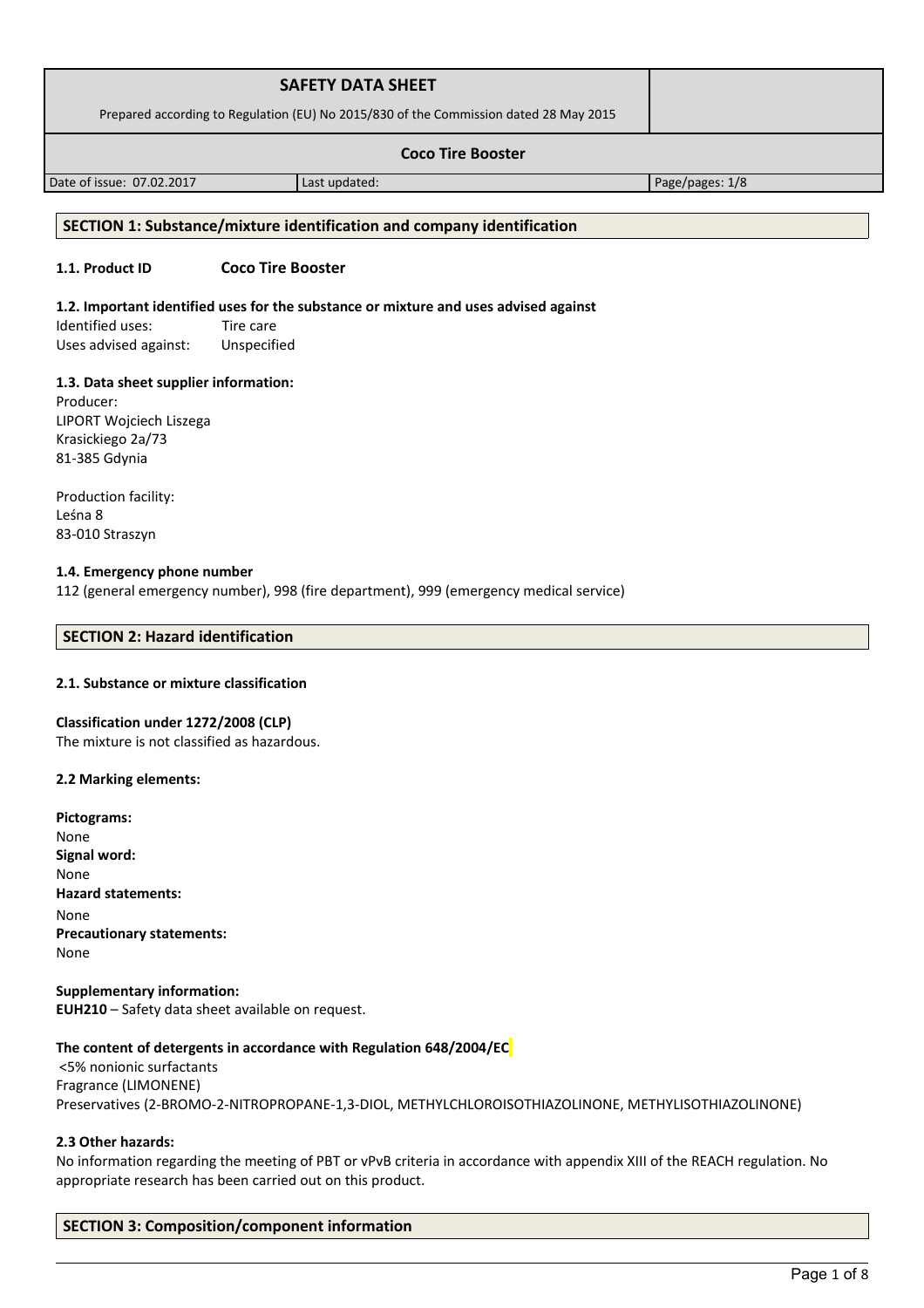| SAFETY DATA SHEET<br>Prepared according to Regulation (EU) No 2015/830 of the Commission dated 28 May 2015 | | |
|---|---|---|
| **Coco Tire Booster** | | |
| Date of issue: 07.02.2017 | Last updated: | Page/pages: 1/8 |

## SECTION 1: Substance/mixture identification and company identification

**1.1. Product ID** **Coco Tire Booster**

**1.2. Important identified uses for the substance or mixture and uses advised against**

Identified uses: Tire care
Uses advised against: Unspecified

**1.3. Data sheet supplier information:**

Producer:
LIPORT Wojciech Liszega
Krasickiego 2a/73
81-385 Gdynia

Production facility:
Leśna 8
83-010 Straszyn

**1.4. Emergency phone number**

112 (general emergency number), 998 (fire department), 999 (emergency medical service)

## SECTION 2: Hazard identification

**2.1. Substance or mixture classification**

**Classification under 1272/2008 (CLP)**
The mixture is not classified as hazardous.

**2.2 Marking elements:**

**Pictograms:**
None
**Signal word:**
None
**Hazard statements:**
None
**Precautionary statements:**
None

**Supplementary information:**
**EUH210** – Safety data sheet available on request.

**The content of detergents in accordance with Regulation 648/2004/EC**

<5% nonionic surfactants
Fragrance (LIMONENE)
Preservatives (2-BROMO-2-NITROPROPANE-1,3-DIOL, METHYLCHLOROISOTHIAZOLINONE, METHYLISOTHIAZOLINONE)

**2.3 Other hazards:**

No information regarding the meeting of PBT or vPvB criteria in accordance with appendix XIII of the REACH regulation. No appropriate research has been carried out on this product.

## SECTION 3: Composition/component information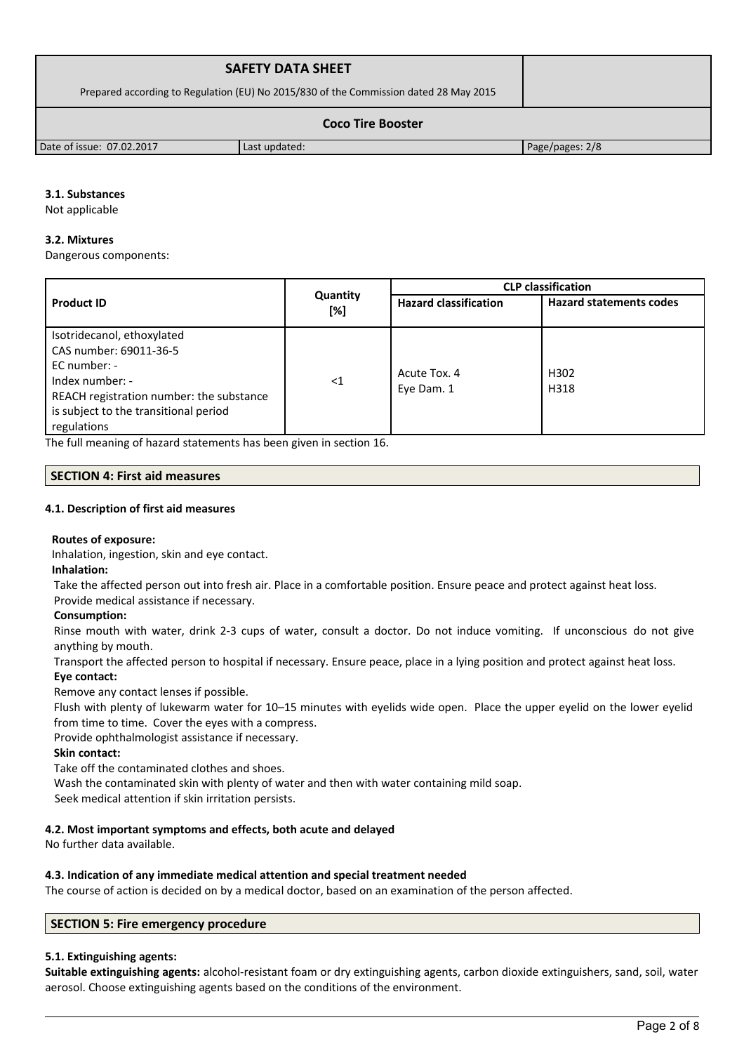### 3.1. Substances

Not applicable

### 3.2. Mixtures

Dangerous components:

| Product ID | Quantity [%] | CLP classification | |
|---|---|---|---|
| | | Hazard classification | Hazard statements codes |
| Isotridecanol, ethoxylated<br>CAS number: 69011-36-5<br>EC number: -<br>Index number: -<br>REACH registration number: the substance is subject to the transitional period regulations | <1 | Acute Tox. 4<br>Eye Dam. 1 | H302<br>H318 |

The full meaning of hazard statements has been given in section 16.

## SECTION 4: First aid measures

### 4.1. Description of first aid measures

**Routes of exposure:**

Inhalation, ingestion, skin and eye contact.

**Inhalation:**

Take the affected person out into fresh air. Place in a comfortable position. Ensure peace and protect against heat loss. Provide medical assistance if necessary.

**Consumption:**

Rinse mouth with water, drink 2-3 cups of water, consult a doctor. Do not induce vomiting. If unconscious do not give anything by mouth.

Transport the affected person to hospital if necessary. Ensure peace, place in a lying position and protect against heat loss.

**Eye contact:**

Remove any contact lenses if possible.

Flush with plenty of lukewarm water for 10–15 minutes with eyelids wide open. Place the upper eyelid on the lower eyelid from time to time. Cover the eyes with a compress.

Provide ophthalmologist assistance if necessary.

**Skin contact:**

Take off the contaminated clothes and shoes.

Wash the contaminated skin with plenty of water and then with water containing mild soap.

Seek medical attention if skin irritation persists.

### 4.2. Most important symptoms and effects, both acute and delayed

No further data available.

### 4.3. Indication of any immediate medical attention and special treatment needed

The course of action is decided on by a medical doctor, based on an examination of the person affected.

## SECTION 5: Fire emergency procedure

### 5.1. Extinguishing agents:

**Suitable extinguishing agents:** alcohol-resistant foam or dry extinguishing agents, carbon dioxide extinguishers, sand, soil, water aerosol. Choose extinguishing agents based on the conditions of the environment.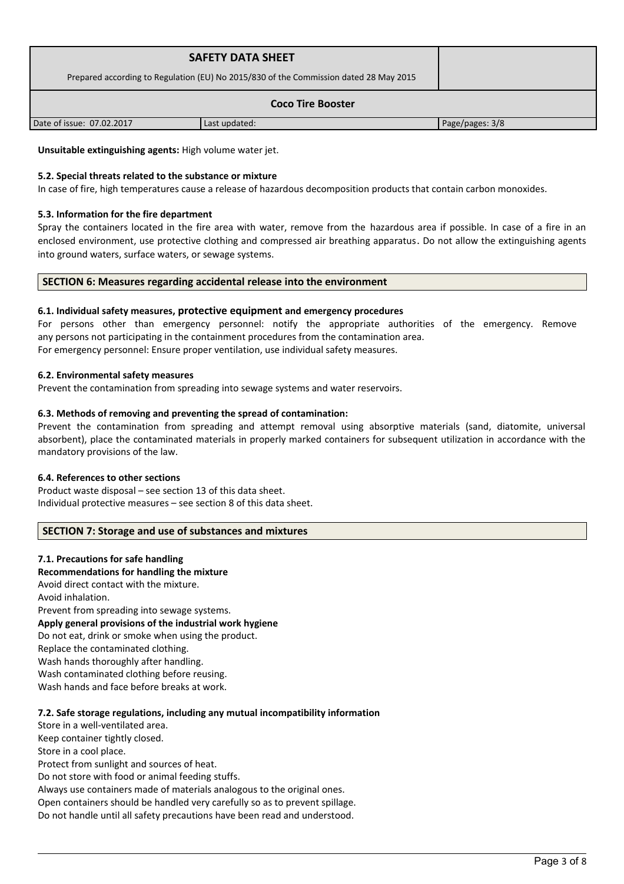**Unsuitable extinguishing agents:** High volume water jet.

**5.2. Special threats related to the substance or mixture**

In case of fire, high temperatures cause a release of hazardous decomposition products that contain carbon monoxides.

**5.3. Information for the fire department**

Spray the containers located in the fire area with water, remove from the hazardous area if possible. In case of a fire in an enclosed environment, use protective clothing and compressed air breathing apparatus. Do not allow the extinguishing agents into ground waters, surface waters, or sewage systems.

## SECTION 6: Measures regarding accidental release into the environment

**6.1. Individual safety measures, protective equipment and emergency procedures**

For persons other than emergency personnel: notify the appropriate authorities of the emergency. Remove any persons not participating in the containment procedures from the contamination area.
For emergency personnel: Ensure proper ventilation, use individual safety measures.

**6.2. Environmental safety measures**

Prevent the contamination from spreading into sewage systems and water reservoirs.

**6.3. Methods of removing and preventing the spread of contamination:**

Prevent the contamination from spreading and attempt removal using absorptive materials (sand, diatomite, universal absorbent), place the contaminated materials in properly marked containers for subsequent utilization in accordance with the mandatory provisions of the law.

**6.4. References to other sections**

Product waste disposal – see section 13 of this data sheet.
Individual protective measures – see section 8 of this data sheet.

## SECTION 7: Storage and use of substances and mixtures

**7.1. Precautions for safe handling**

**Recommendations for handling the mixture**

Avoid direct contact with the mixture.
Avoid inhalation.
Prevent from spreading into sewage systems.

**Apply general provisions of the industrial work hygiene**

Do not eat, drink or smoke when using the product.
Replace the contaminated clothing.
Wash hands thoroughly after handling.
Wash contaminated clothing before reusing.
Wash hands and face before breaks at work.

**7.2. Safe storage regulations, including any mutual incompatibility information**

Store in a well-ventilated area.
Keep container tightly closed.
Store in a cool place.
Protect from sunlight and sources of heat.
Do not store with food or animal feeding stuffs.
Always use containers made of materials analogous to the original ones.
Open containers should be handled very carefully so as to prevent spillage.
Do not handle until all safety precautions have been read and understood.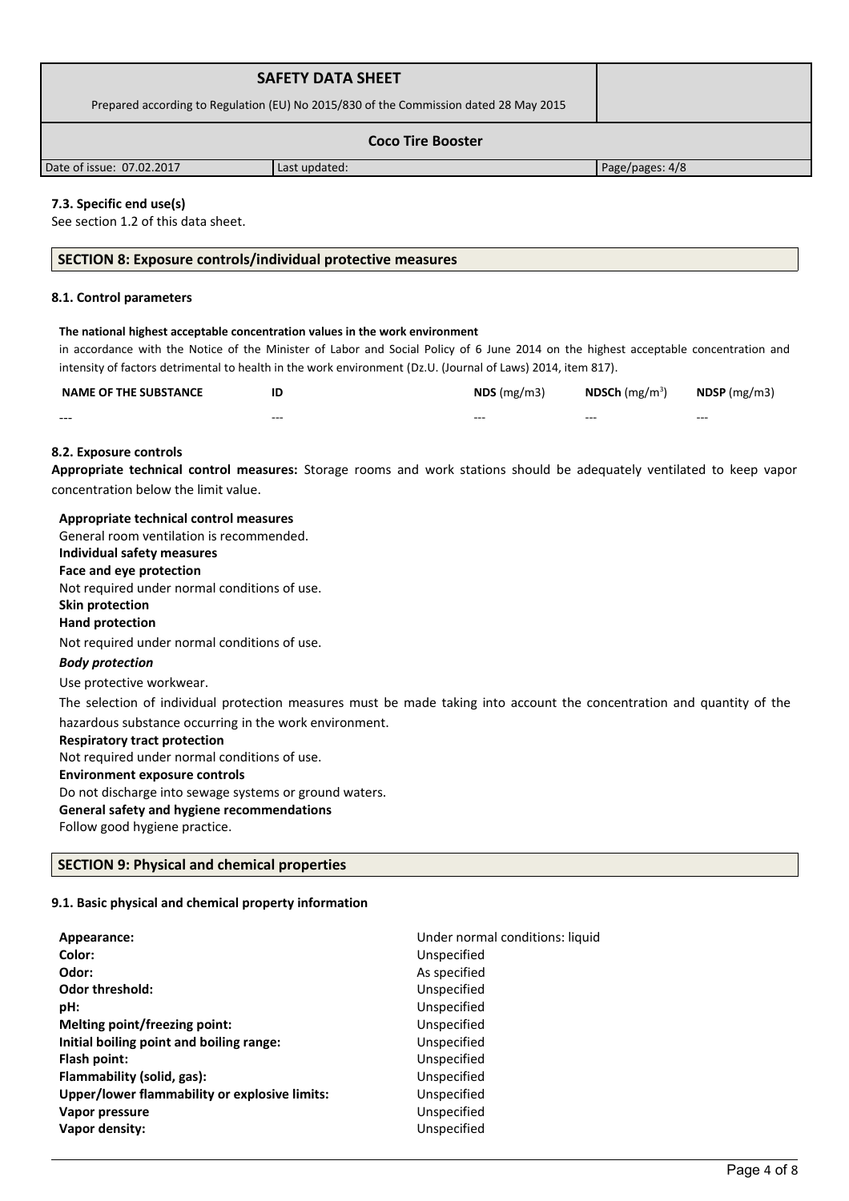### 7.3. Specific end use(s)

See section 1.2 of this data sheet.

## SECTION 8: Exposure controls/individual protective measures

### 8.1. Control parameters

**The national highest acceptable concentration values in the work environment**

in accordance with the Notice of the Minister of Labor and Social Policy of 6 June 2014 on the highest acceptable concentration and intensity of factors detrimental to health in the work environment (Dz.U. (Journal of Laws) 2014, item 817).

| NAME OF THE SUBSTANCE | ID | NDS (mg/m3) | NDSCh (mg/m$^3$) | NDSP (mg/m3) |
|---|---|---|---|---|
| --- | --- | --- | --- | --- |

### 8.2. Exposure controls

**Appropriate technical control measures:** Storage rooms and work stations should be adequately ventilated to keep vapor concentration below the limit value.

**Appropriate technical control measures**

General room ventilation is recommended.

**Individual safety measures**

**Face and eye protection**

Not required under normal conditions of use.

**Skin protection**

**Hand protection**

Not required under normal conditions of use.

***Body protection***

Use protective workwear.

The selection of individual protection measures must be made taking into account the concentration and quantity of the hazardous substance occurring in the work environment.

**Respiratory tract protection**

Not required under normal conditions of use.

**Environment exposure controls**

Do not discharge into sewage systems or ground waters.

**General safety and hygiene recommendations**

Follow good hygiene practice.

## SECTION 9: Physical and chemical properties

### 9.1. Basic physical and chemical property information

| | |
|---|---|
| **Appearance:** | Under normal conditions: liquid |
| **Color:** | Unspecified |
| **Odor:** | As specified |
| **Odor threshold:** | Unspecified |
| **pH:** | Unspecified |
| **Melting point/freezing point:** | Unspecified |
| **Initial boiling point and boiling range:** | Unspecified |
| **Flash point:** | Unspecified |
| **Flammability (solid, gas):** | Unspecified |
| **Upper/lower flammability or explosive limits:** | Unspecified |
| **Vapor pressure** | Unspecified |
| **Vapor density:** | Unspecified |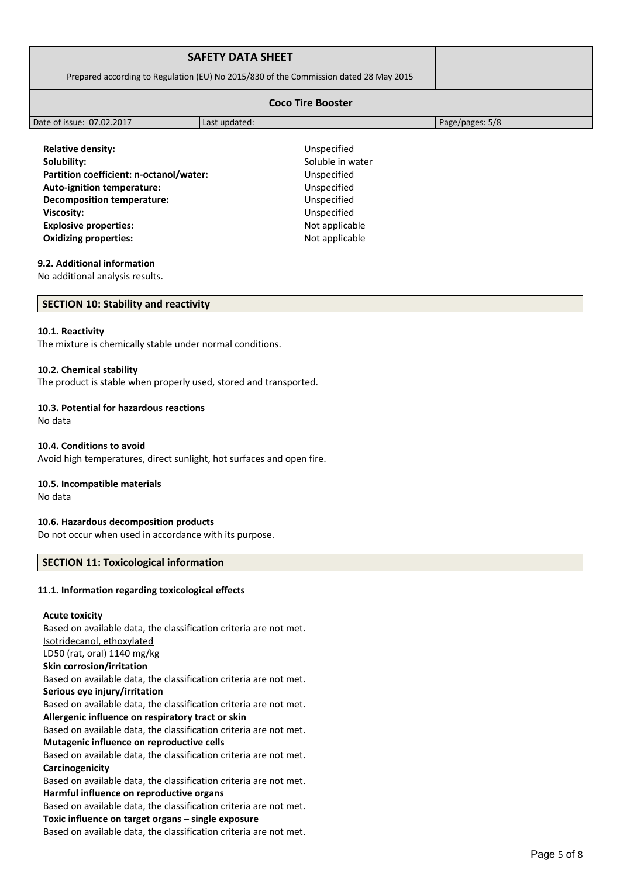| Property | Value |
|---|---|
| **Relative density:** | Unspecified |
| **Solubility:** | Soluble in water |
| **Partition coefficient: n-octanol/water:** | Unspecified |
| **Auto-ignition temperature:** | Unspecified |
| **Decomposition temperature:** | Unspecified |
| **Viscosity:** | Unspecified |
| **Explosive properties:** | Not applicable |
| **Oxidizing properties:** | Not applicable |

### 9.2. Additional information

No additional analysis results.

## SECTION 10: Stability and reactivity

### 10.1. Reactivity

The mixture is chemically stable under normal conditions.

### 10.2. Chemical stability

The product is stable when properly used, stored and transported.

### 10.3. Potential for hazardous reactions

No data

### 10.4. Conditions to avoid

Avoid high temperatures, direct sunlight, hot surfaces and open fire.

### 10.5. Incompatible materials

No data

### 10.6. Hazardous decomposition products

Do not occur when used in accordance with its purpose.

## SECTION 11: Toxicological information

### 11.1. Information regarding toxicological effects

**Acute toxicity**

Based on available data, the classification criteria are not met.

Isotridecanol, ethoxylated

LD50 (rat, oral) 1140 mg/kg

**Skin corrosion/irritation**

Based on available data, the classification criteria are not met.

**Serious eye injury/irritation**

Based on available data, the classification criteria are not met.

**Allergenic influence on respiratory tract or skin**

Based on available data, the classification criteria are not met.

**Mutagenic influence on reproductive cells**

Based on available data, the classification criteria are not met.

**Carcinogenicity**

Based on available data, the classification criteria are not met.

**Harmful influence on reproductive organs**

Based on available data, the classification criteria are not met.

**Toxic influence on target organs – single exposure**

Based on available data, the classification criteria are not met.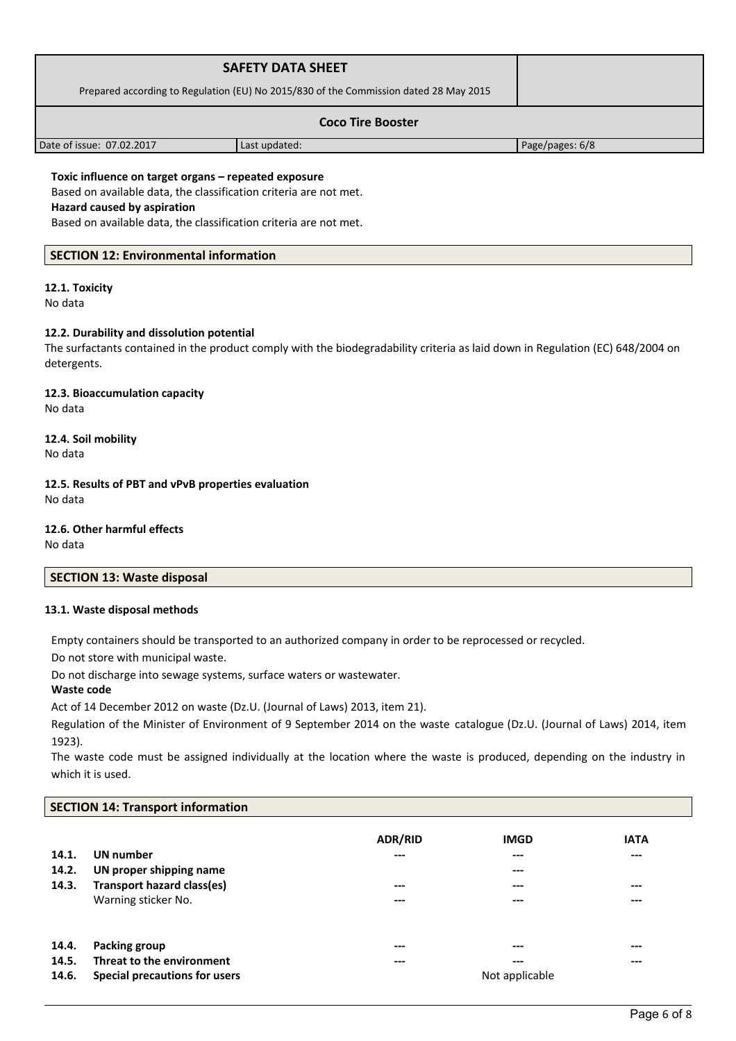**Toxic influence on target organs – repeated exposure**

Based on available data, the classification criteria are not met.

**Hazard caused by aspiration**

Based on available data, the classification criteria are not met.

## SECTION 12: Environmental information

### 12.1. Toxicity

No data

### 12.2. Durability and dissolution potential

The surfactants contained in the product comply with the biodegradability criteria as laid down in Regulation (EC) 648/2004 on detergents.

### 12.3. Bioaccumulation capacity

No data

### 12.4. Soil mobility

No data

### 12.5. Results of PBT and vPvB properties evaluation

No data

### 12.6. Other harmful effects

No data

## SECTION 13: Waste disposal

### 13.1. Waste disposal methods

Empty containers should be transported to an authorized company in order to be reprocessed or recycled.

Do not store with municipal waste.

Do not discharge into sewage systems, surface waters or wastewater.

**Waste code**

Act of 14 December 2012 on waste (Dz.U. (Journal of Laws) 2013, item 21).

Regulation of the Minister of Environment of 9 September 2014 on the waste catalogue (Dz.U. (Journal of Laws) 2014, item 1923).

The waste code must be assigned individually at the location where the waste is produced, depending on the industry in which it is used.

## SECTION 14: Transport information

| | | ADR/RID | IMGD | IATA |
|---|---|---|---|---|
| 14.1. | **UN number** | --- | --- | --- |
| 14.2. | **UN proper shipping name** | | --- | |
| 14.3. | **Transport hazard class(es)** | --- | --- | --- |
| | Warning sticker No. | --- | --- | --- |
| 14.4. | **Packing group** | --- | --- | --- |
| 14.5. | **Threat to the environment** | --- | --- | --- |
| 14.6. | **Special precautions for users** | | Not applicable | |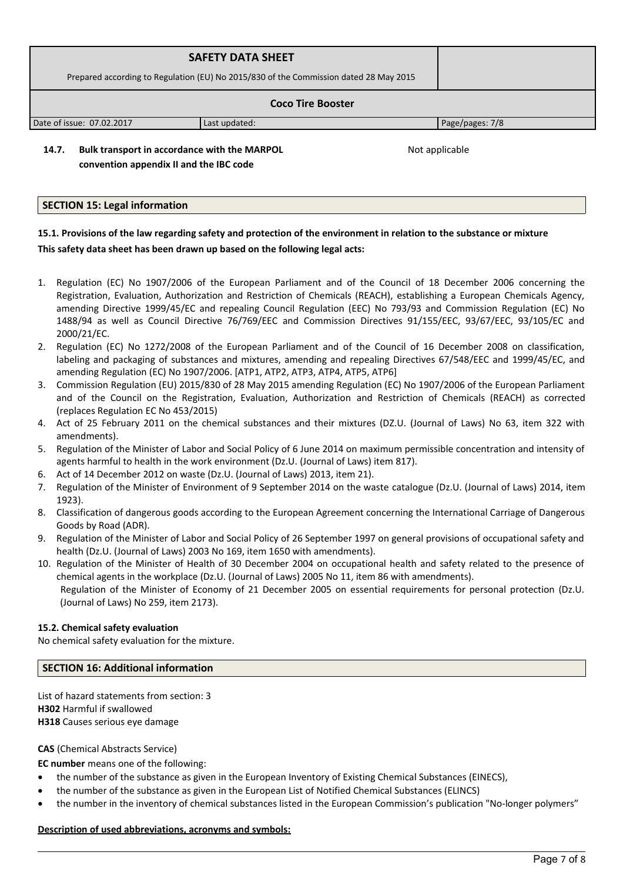**14.7. Bulk transport in accordance with the MARPOL convention appendix II and the IBC code** Not applicable

## SECTION 15: Legal information

### 15.1. Provisions of the law regarding safety and protection of the environment in relation to the substance or mixture

**This safety data sheet has been drawn up based on the following legal acts:**

1. Regulation (EC) No 1907/2006 of the European Parliament and of the Council of 18 December 2006 concerning the Registration, Evaluation, Authorization and Restriction of Chemicals (REACH), establishing a European Chemicals Agency, amending Directive 1999/45/EC and repealing Council Regulation (EEC) No 793/93 and Commission Regulation (EC) No 1488/94 as well as Council Directive 76/769/EEC and Commission Directives 91/155/EEC, 93/67/EEC, 93/105/EC and 2000/21/EC.
2. Regulation (EC) No 1272/2008 of the European Parliament and of the Council of 16 December 2008 on classification, labeling and packaging of substances and mixtures, amending and repealing Directives 67/548/EEC and 1999/45/EC, and amending Regulation (EC) No 1907/2006. [ATP1, ATP2, ATP3, ATP4, ATP5, ATP6]
3. Commission Regulation (EU) 2015/830 of 28 May 2015 amending Regulation (EC) No 1907/2006 of the European Parliament and of the Council on the Registration, Evaluation, Authorization and Restriction of Chemicals (REACH) as corrected (replaces Regulation EC No 453/2015)
4. Act of 25 February 2011 on the chemical substances and their mixtures (DZ.U. (Journal of Laws) No 63, item 322 with amendments).
5. Regulation of the Minister of Labor and Social Policy of 6 June 2014 on maximum permissible concentration and intensity of agents harmful to health in the work environment (Dz.U. (Journal of Laws) item 817).
6. Act of 14 December 2012 on waste (Dz.U. (Journal of Laws) 2013, item 21).
7. Regulation of the Minister of Environment of 9 September 2014 on the waste catalogue (Dz.U. (Journal of Laws) 2014, item 1923).
8. Classification of dangerous goods according to the European Agreement concerning the International Carriage of Dangerous Goods by Road (ADR).
9. Regulation of the Minister of Labor and Social Policy of 26 September 1997 on general provisions of occupational safety and health (Dz.U. (Journal of Laws) 2003 No 169, item 1650 with amendments).
10. Regulation of the Minister of Health of 30 December 2004 on occupational health and safety related to the presence of chemical agents in the workplace (Dz.U. (Journal of Laws) 2005 No 11, item 86 with amendments).
    Regulation of the Minister of Economy of 21 December 2005 on essential requirements for personal protection (Dz.U. (Journal of Laws) No 259, item 2173).

### 15.2. Chemical safety evaluation

No chemical safety evaluation for the mixture.

## SECTION 16: Additional information

List of hazard statements from section: 3
**H302** Harmful if swallowed
**H318** Causes serious eye damage

**CAS** (Chemical Abstracts Service)
**EC number** means one of the following:

- the number of the substance as given in the European Inventory of Existing Chemical Substances (EINECS),
- the number of the substance as given in the European List of Notified Chemical Substances (ELINCS)
- the number in the inventory of chemical substances listed in the European Commission's publication "No-longer polymers"

**Description of used abbreviations, acronyms and symbols:**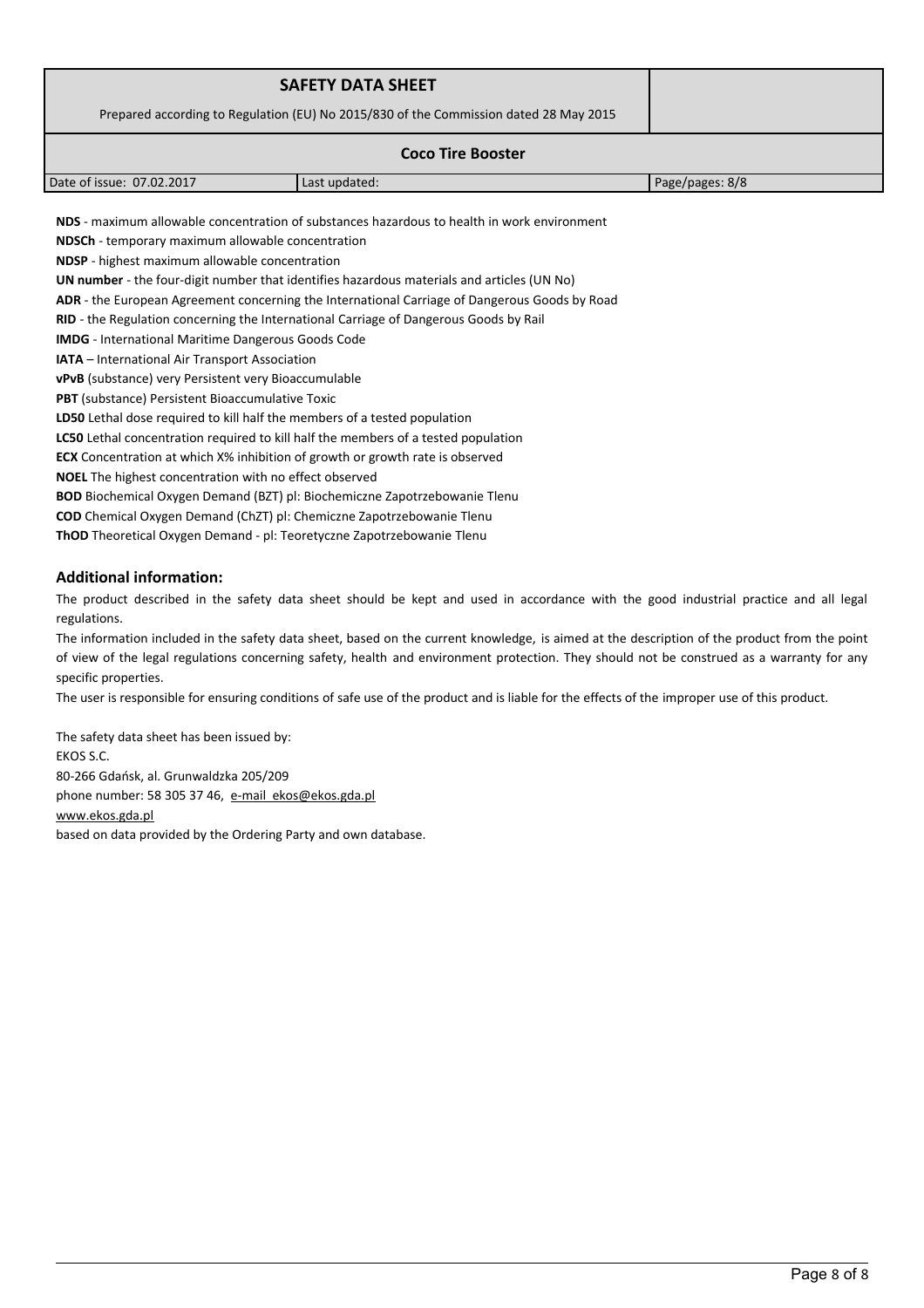**NDS** - maximum allowable concentration of substances hazardous to health in work environment

**NDSCh** - temporary maximum allowable concentration

**NDSP** - highest maximum allowable concentration

**UN number** - the four-digit number that identifies hazardous materials and articles (UN No)

**ADR** - the European Agreement concerning the International Carriage of Dangerous Goods by Road

**RID** - the Regulation concerning the International Carriage of Dangerous Goods by Rail

**IMDG** - International Maritime Dangerous Goods Code

**IATA** – International Air Transport Association

**vPvB** (substance) very Persistent very Bioaccumulable

**PBT** (substance) Persistent Bioaccumulative Toxic

**LD50** Lethal dose required to kill half the members of a tested population

**LC50** Lethal concentration required to kill half the members of a tested population

**ECX** Concentration at which X% inhibition of growth or growth rate is observed

**NOEL** The highest concentration with no effect observed

**BOD** Biochemical Oxygen Demand (BZT) pl: Biochemiczne Zapotrzebowanie Tlenu

**COD** Chemical Oxygen Demand (ChZT) pl: Chemiczne Zapotrzebowanie Tlenu

**ThOD** Theoretical Oxygen Demand - pl: Teoretyczne Zapotrzebowanie Tlenu

### Additional information:

The product described in the safety data sheet should be kept and used in accordance with the good industrial practice and all legal regulations.

The information included in the safety data sheet, based on the current knowledge, is aimed at the description of the product from the point of view of the legal regulations concerning safety, health and environment protection. They should not be construed as a warranty for any specific properties.

The user is responsible for ensuring conditions of safe use of the product and is liable for the effects of the improper use of this product.

The safety data sheet has been issued by:
EKOS S.C.
80-266 Gdańsk, al. Grunwaldzka 205/209
phone number: 58 305 37 46, e-mail ekos@ekos.gda.pl
www.ekos.gda.pl
based on data provided by the Ordering Party and own database.